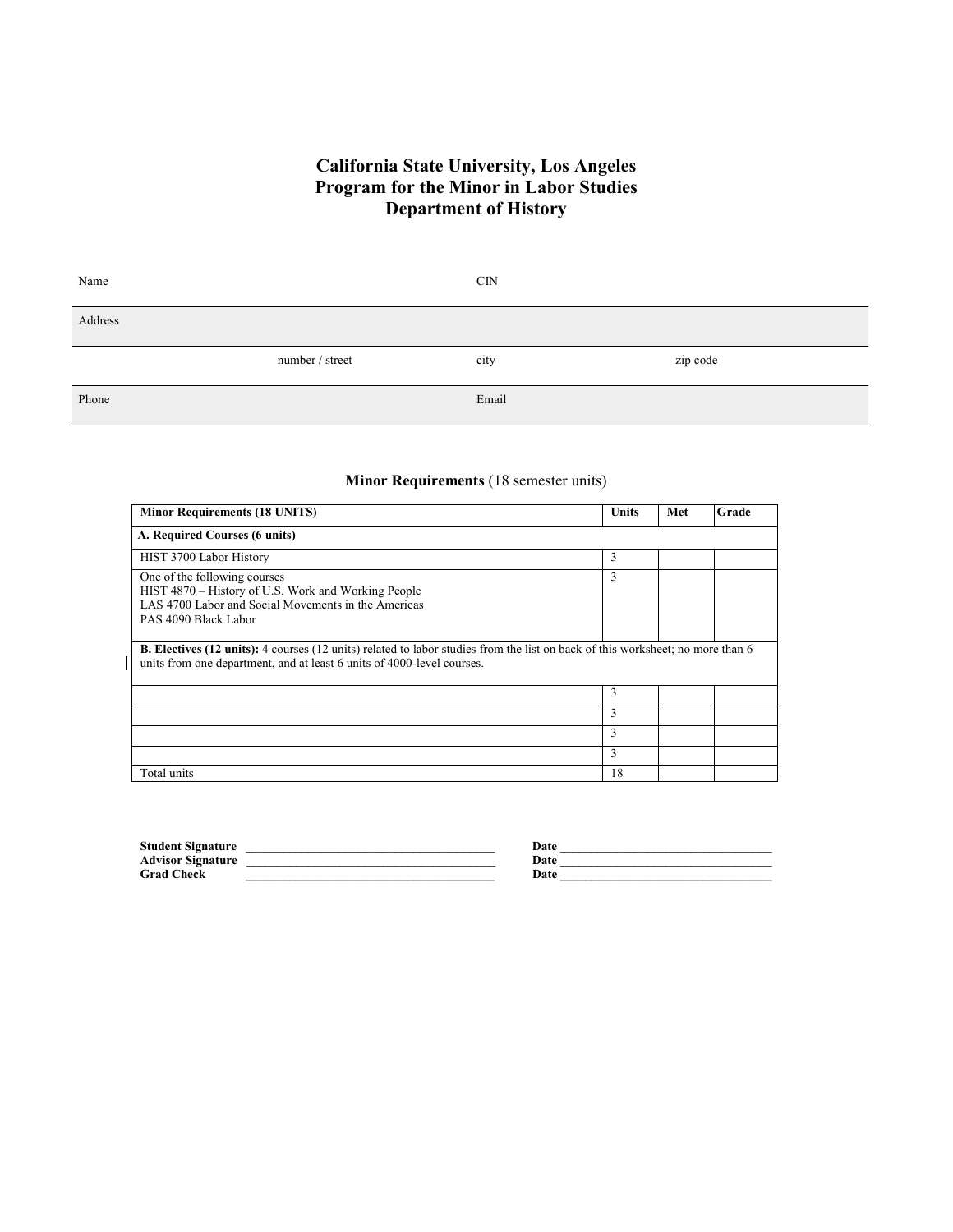# California State University, Los Angeles
# Program for the Minor in Labor Studies
# Department of History

| Name | CIN | |
|---|---|---|
| Address | | |
| number / street | city | zip code |
| Phone | Email | |

## Minor Requirements (18 semester units)

| Minor Requirements (18 UNITS) | Units | Met | Grade |
|---|---|---|---|
| **A. Required Courses (6 units)** | | | |
| HIST 3700 Labor History | 3 | | |
| One of the following courses<br>HIST 4870 – History of U.S. Work and Working People<br>LAS 4700 Labor and Social Movements in the Americas<br>PAS 4090 Black Labor | 3 | | |
| **B. Electives (12 units):** 4 courses (12 units) related to labor studies from the list on back of this worksheet; no more than 6 units from one department, and at least 6 units of 4000-level courses. | | | |
| | 3 | | |
| | 3 | | |
| | 3 | | |
| | 3 | | |
| Total units | 18 | | |

**Student Signature** ________________________________________ **Date** ________________________________

**Advisor Signature** ________________________________________ **Date** ________________________________

**Grad Check** ________________________________________ **Date** ________________________________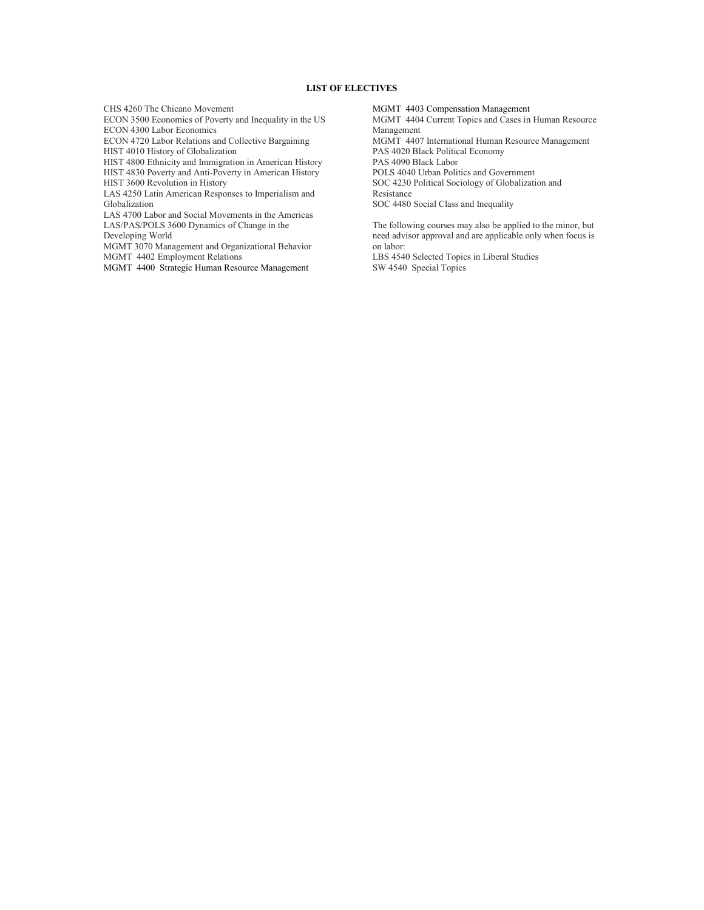**LIST OF ELECTIVES**

CHS 4260 The Chicano Movement
ECON 3500 Economics of Poverty and Inequality in the US
ECON 4300 Labor Economics
ECON 4720 Labor Relations and Collective Bargaining
HIST 4010 History of Globalization
HIST 4800 Ethnicity and Immigration in American History
HIST 4830 Poverty and Anti-Poverty in American History
HIST 3600 Revolution in History
LAS 4250 Latin American Responses to Imperialism and Globalization
LAS 4700 Labor and Social Movements in the Americas
LAS/PAS/POLS 3600 Dynamics of Change in the Developing World
MGMT 3070 Management and Organizational Behavior
MGMT 4402 Employment Relations
MGMT 4400 Strategic Human Resource Management
MGMT 4403 Compensation Management
MGMT 4404 Current Topics and Cases in Human Resource Management
MGMT 4407 International Human Resource Management
PAS 4020 Black Political Economy
PAS 4090 Black Labor
POLS 4040 Urban Politics and Government
SOC 4230 Political Sociology of Globalization and Resistance
SOC 4480 Social Class and Inequality

The following courses may also be applied to the minor, but need advisor approval and are applicable only when focus is on labor:
LBS 4540 Selected Topics in Liberal Studies
SW 4540 Special Topics